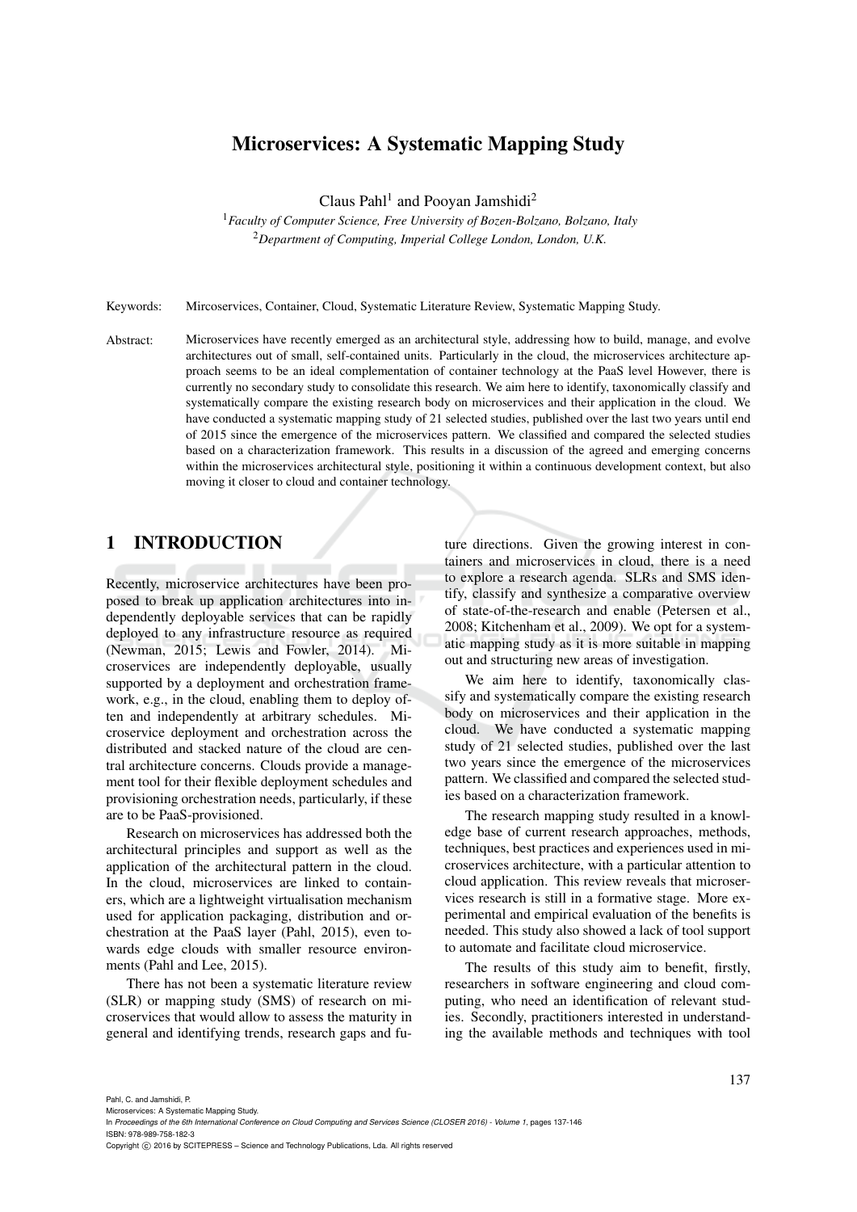# Microservices: A Systematic Mapping Study

Claus Pahl[1] and Pooyan Jamshidi[2]

[1]*Faculty of Computer Science, Free University of Bozen-Bolzano, Bolzano, Italy*
[2]*Department of Computing, Imperial College London, London, U.K.*

Keywords: Mircoservices, Container, Cloud, Systematic Literature Review, Systematic Mapping Study.

Abstract: Microservices have recently emerged as an architectural style, addressing how to build, manage, and evolve architectures out of small, self-contained units. Particularly in the cloud, the microservices architecture approach seems to be an ideal complementation of container technology at the PaaS level However, there is currently no secondary study to consolidate this research. We aim here to identify, taxonomically classify and systematically compare the existing research body on microservices and their application in the cloud. We have conducted a systematic mapping study of 21 selected studies, published over the last two years until end of 2015 since the emergence of the microservices pattern. We classified and compared the selected studies based on a characterization framework. This results in a discussion of the agreed and emerging concerns within the microservices architectural style, positioning it within a continuous development context, but also moving it closer to cloud and container technology.

## 1 INTRODUCTION

Recently, microservice architectures have been proposed to break up application architectures into independently deployable services that can be rapidly deployed to any infrastructure resource as required (Newman, 2015; Lewis and Fowler, 2014). Microservices are independently deployable, usually supported by a deployment and orchestration framework, e.g., in the cloud, enabling them to deploy often and independently at arbitrary schedules. Microservice deployment and orchestration across the distributed and stacked nature of the cloud are central architecture concerns. Clouds provide a management tool for their flexible deployment schedules and provisioning orchestration needs, particularly, if these are to be PaaS-provisioned.

Research on microservices has addressed both the architectural principles and support as well as the application of the architectural pattern in the cloud. In the cloud, microservices are linked to containers, which are a lightweight virtualisation mechanism used for application packaging, distribution and orchestration at the PaaS layer (Pahl, 2015), even towards edge clouds with smaller resource environments (Pahl and Lee, 2015).

There has not been a systematic literature review (SLR) or mapping study (SMS) of research on microservices that would allow to assess the maturity in general and identifying trends, research gaps and future directions. Given the growing interest in containers and microservices in cloud, there is a need to explore a research agenda. SLRs and SMS identify, classify and synthesize a comparative overview of state-of-the-research and enable (Petersen et al., 2008; Kitchenham et al., 2009). We opt for a systematic mapping study as it is more suitable in mapping out and structuring new areas of investigation.

We aim here to identify, taxonomically classify and systematically compare the existing research body on microservices and their application in the cloud. We have conducted a systematic mapping study of 21 selected studies, published over the last two years since the emergence of the microservices pattern. We classified and compared the selected studies based on a characterization framework.

The research mapping study resulted in a knowledge base of current research approaches, methods, techniques, best practices and experiences used in microservices architecture, with a particular attention to cloud application. This review reveals that microservices research is still in a formative stage. More experimental and empirical evaluation of the benefits is needed. This study also showed a lack of tool support to automate and facilitate cloud microservice.

The results of this study aim to benefit, firstly, researchers in software engineering and cloud computing, who need an identification of relevant studies. Secondly, practitioners interested in understanding the available methods and techniques with tool

Pahl, C. and Jamshidi, P.
Microservices: A Systematic Mapping Study.
In *Proceedings of the 6th International Conference on Cloud Computing and Services Science (CLOSER 2016) - Volume 1*, pages 137-146
ISBN: 978-989-758-182-3
Copyright © 2016 by SCITEPRESS – Science and Technology Publications, Lda. All rights reserved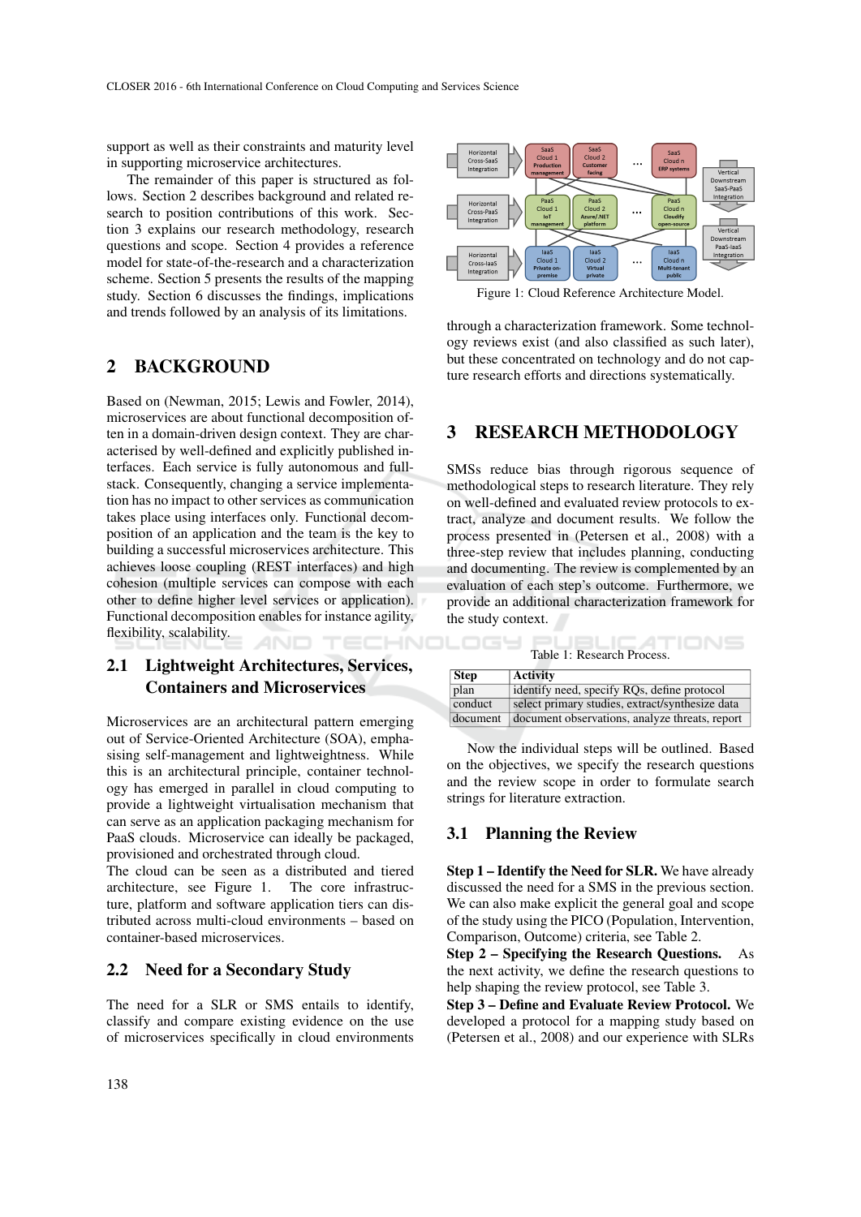support as well as their constraints and maturity level in supporting microservice architectures.

The remainder of this paper is structured as follows. Section 2 describes background and related research to position contributions of this work. Section 3 explains our research methodology, research questions and scope. Section 4 provides a reference model for state-of-the-research and a characterization scheme. Section 5 presents the results of the mapping study. Section 6 discusses the findings, implications and trends followed by an analysis of its limitations.

## 2 BACKGROUND

Based on (Newman, 2015; Lewis and Fowler, 2014), microservices are about functional decomposition often in a domain-driven design context. They are characterised by well-defined and explicitly published interfaces. Each service is fully autonomous and full-stack. Consequently, changing a service implementation has no impact to other services as communication takes place using interfaces only. Functional decomposition of an application and the team is the key to building a successful microservices architecture. This achieves loose coupling (REST interfaces) and high cohesion (multiple services can compose with each other to define higher level services or application). Functional decomposition enables for instance agility, flexibility, scalability.

### 2.1 Lightweight Architectures, Services, Containers and Microservices

Microservices are an architectural pattern emerging out of Service-Oriented Architecture (SOA), emphasising self-management and lightweightness. While this is an architectural principle, container technology has emerged in parallel in cloud computing to provide a lightweight virtualisation mechanism that can serve as an application packaging mechanism for PaaS clouds. Microservice can ideally be packaged, provisioned and orchestrated through cloud.

The cloud can be seen as a distributed and tiered architecture, see Figure 1. The core infrastructure, platform and software application tiers can distributed across multi-cloud environments – based on container-based microservices.

### 2.2 Need for a Secondary Study

The need for a SLR or SMS entails to identify, classify and compare existing evidence on the use of microservices specifically in cloud environments through a characterization framework. Some technology reviews exist (and also classified as such later), but these concentrated on technology and do not capture research efforts and directions systematically.

Figure 1: Cloud Reference Architecture Model.

## 3 RESEARCH METHODOLOGY

SMSs reduce bias through rigorous sequence of methodological steps to research literature. They rely on well-defined and evaluated review protocols to extract, analyze and document results. We follow the process presented in (Petersen et al., 2008) with a three-step review that includes planning, conducting and documenting. The review is complemented by an evaluation of each step's outcome. Furthermore, we provide an additional characterization framework for the study context.

Table 1: Research Process.

| Step | Activity |
|---|---|
| plan | identify need, specify RQs, define protocol |
| conduct | select primary studies, extract/synthesize data |
| document | document observations, analyze threats, report |

Now the individual steps will be outlined. Based on the objectives, we specify the research questions and the review scope in order to formulate search strings for literature extraction.

### 3.1 Planning the Review

**Step 1 – Identify the Need for SLR.** We have already discussed the need for a SMS in the previous section. We can also make explicit the general goal and scope of the study using the PICO (Population, Intervention, Comparison, Outcome) criteria, see Table 2.

**Step 2 – Specifying the Research Questions.** As the next activity, we define the research questions to help shaping the review protocol, see Table 3.

**Step 3 – Define and Evaluate Review Protocol.** We developed a protocol for a mapping study based on (Petersen et al., 2008) and our experience with SLRs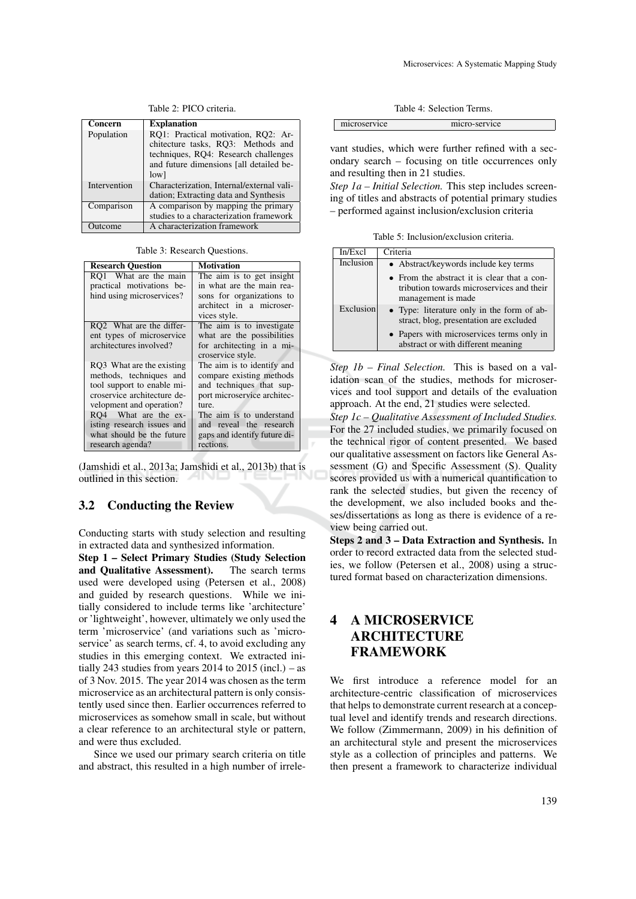Table 2: PICO criteria.

| Concern | Explanation |
|---|---|
| Population | RQ1: Practical motivation, RQ2: Architecture tasks, RQ3: Methods and techniques, RQ4: Research challenges and future dimensions [all detailed below] |
| Intervention | Characterization, Internal/external validation; Extracting data and Synthesis |
| Comparison | A comparison by mapping the primary studies to a characterization framework |
| Outcome | A characterization framework |

Table 3: Research Questions.

| Research Question | Motivation |
|---|---|
| RQ1 What are the main practical motivations behind using microservices? | The aim is to get insight in what are the main reasons for organizations to architect in a microservices style. |
| RQ2 What are the different types of microservice architectures involved? | The aim is to investigate what are the possibilities for architecting in a microservice style. |
| RQ3 What are the existing methods, techniques and tool support to enable microservice architecture development and operation? | The aim is to identify and compare existing methods and techniques that support microservice architecture. |
| RQ4 What are the existing research issues and what should be the future research agenda? | The aim is to understand and reveal the research gaps and identify future directions. |

(Jamshidi et al., 2013a; Jamshidi et al., 2013b) that is outlined in this section.

### 3.2 Conducting the Review

Conducting starts with study selection and resulting in extracted data and synthesized information.

**Step 1 – Select Primary Studies (Study Selection and Qualitative Assessment).** The search terms used were developed using (Petersen et al., 2008) and guided by research questions. While we initially considered to include terms like 'architecture' or 'lightweight', however, ultimately we only used the term 'microservice' (and variations such as 'micro-service' as search terms, cf. 4, to avoid excluding any studies in this emerging context. We extracted initially 243 studies from years 2014 to 2015 (incl.) – as of 3 Nov. 2015. The year 2014 was chosen as the term microservice as an architectural pattern is only consistently used since then. Earlier occurrences referred to microservices as somehow small in scale, but without a clear reference to an architectural style or pattern, and were thus excluded.

Since we used our primary search criteria on title and abstract, this resulted in a high number of irrelevant studies, which were further refined with a secondary search – focusing on title occurrences only and resulting then in 21 studies.

Table 4: Selection Terms.

| microservice | micro-service |
|---|---|

*Step 1a – Initial Selection.* This step includes screening of titles and abstracts of potential primary studies – performed against inclusion/exclusion criteria

Table 5: Inclusion/exclusion criteria.

| In/Excl | Criteria |
|---|---|
| Inclusion | • Abstract/keywords include key terms<br>• From the abstract it is clear that a contribution towards microservices and their management is made |
| Exclusion | • Type: literature only in the form of abstract, blog, presentation are excluded<br>• Papers with microservices terms only in abstract or with different meaning |

*Step 1b – Final Selection.* This is based on a validation scan of the studies, methods for microservices and tool support and details of the evaluation approach. At the end, 21 studies were selected.

*Step 1c – Qualitative Assessment of Included Studies.* For the 27 included studies, we primarily focused on the technical rigor of content presented. We based our qualitative assessment on factors like General Assessment (G) and Specific Assessment (S). Quality scores provided us with a numerical quantification to rank the selected studies, but given the recency of the development, we also included books and theses/dissertations as long as there is evidence of a review being carried out.

**Steps 2 and 3 – Data Extraction and Synthesis.** In order to record extracted data from the selected studies, we follow (Petersen et al., 2008) using a structured format based on characterization dimensions.

## 4 A MICROSERVICE ARCHITECTURE FRAMEWORK

We first introduce a reference model for an architecture-centric classification of microservices that helps to demonstrate current research at a conceptual level and identify trends and research directions. We follow (Zimmermann, 2009) in his definition of an architectural style and present the microservices style as a collection of principles and patterns. We then present a framework to characterize individual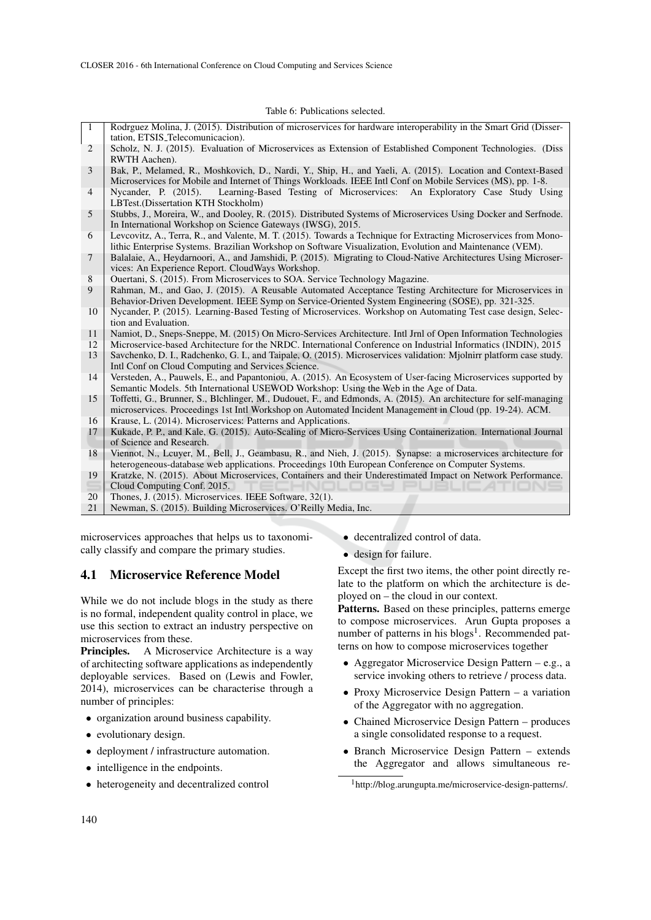Table 6: Publications selected.

| | |
|---|---|
| 1 | Rodrguez Molina, J. (2015). Distribution of microservices for hardware interoperability in the Smart Grid (Dissertation, ETSIS_Telecomunicacion). |
| 2 | Scholz, N. J. (2015). Evaluation of Microservices as Extension of Established Component Technologies. (Diss RWTH Aachen). |
| 3 | Bak, P., Melamed, R., Moshkovich, D., Nardi, Y., Ship, H., and Yaeli, A. (2015). Location and Context-Based Microservices for Mobile and Internet of Things Workloads. IEEE Intl Conf on Mobile Services (MS), pp. 1-8. |
| 4 | Nycander, P. (2015). Learning-Based Testing of Microservices: An Exploratory Case Study Using LBTest.(Dissertation KTH Stockholm) |
| 5 | Stubbs, J., Moreira, W., and Dooley, R. (2015). Distributed Systems of Microservices Using Docker and Serfnode. In International Workshop on Science Gateways (IWSG), 2015. |
| 6 | Levcovitz, A., Terra, R., and Valente, M. T. (2015). Towards a Technique for Extracting Microservices from Monolithic Enterprise Systems. Brazilian Workshop on Software Visualization, Evolution and Maintenance (VEM). |
| 7 | Balalaie, A., Heydarnoori, A., and Jamshidi, P. (2015). Migrating to Cloud-Native Architectures Using Microservices: An Experience Report. CloudWays Workshop. |
| 8 | Ouertani, S. (2015). From Microservices to SOA. Service Technology Magazine. |
| 9 | Rahman, M., and Gao, J. (2015). A Reusable Automated Acceptance Testing Architecture for Microservices in Behavior-Driven Development. IEEE Symp on Service-Oriented System Engineering (SOSE), pp. 321-325. |
| 10 | Nycander, P. (2015). Learning-Based Testing of Microservices. Workshop on Automating Test case design, Selection and Evaluation. |
| 11 | Namiot, D., Sneps-Sneppe, M. (2015) On Micro-Services Architecture. Intl Jrnl of Open Information Technologies |
| 12 | Microservice-based Architecture for the NRDC. International Conference on Industrial Informatics (INDIN), 2015 |
| 13 | Savchenko, D. I., Radchenko, G. I., and Taipale, O. (2015). Microservices validation: Mjolnirr platform case study. Intl Conf on Cloud Computing and Services Science. |
| 14 | Versteden, A., Pauwels, E., and Papantoniou, A. (2015). An Ecosystem of User-facing Microservices supported by Semantic Models. 5th International USEWOD Workshop: Using the Web in the Age of Data. |
| 15 | Toffetti, G., Brunner, S., Blchlinger, M., Dudouet, F., and Edmonds, A. (2015). An architecture for self-managing microservices. Proceedings 1st Intl Workshop on Automated Incident Management in Cloud (pp. 19-24). ACM. |
| 16 | Krause, L. (2014). Microservices: Patterns and Applications. |
| 17 | Kukade, P. P., and Kale, G. (2015). Auto-Scaling of Micro-Services Using Containerization. International Journal of Science and Research. |
| 18 | Viennot, N., Lcuyer, M., Bell, J., Geambasu, R., and Nieh, J. (2015). Synapse: a microservices architecture for heterogeneous-database web applications. Proceedings 10th European Conference on Computer Systems. |
| 19 | Kratzke, N. (2015). About Microservices, Containers and their Underestimated Impact on Network Performance. Cloud Computing Conf. 2015. |
| 20 | Thones, J. (2015). Microservices. IEEE Software, 32(1). |
| 21 | Newman, S. (2015). Building Microservices. O'Reilly Media, Inc. |

microservices approaches that helps us to taxonomically classify and compare the primary studies.

## 4.1 Microservice Reference Model

While we do not include blogs in the study as there is no formal, independent quality control in place, we use this section to extract an industry perspective on microservices from these.

**Principles.** A Microservice Architecture is a way of architecting software applications as independently deployable services. Based on (Lewis and Fowler, 2014), microservices can be characterise through a number of principles:

- organization around business capability.
- evolutionary design.
- deployment / infrastructure automation.
- intelligence in the endpoints.
- heterogeneity and decentralized control
- decentralized control of data.
- design for failure.

Except the first two items, the other point directly relate to the platform on which the architecture is deployed on – the cloud in our context.

**Patterns.** Based on these principles, patterns emerge to compose microservices. Arun Gupta proposes a number of patterns in his blogs[1]. Recommended patterns on how to compose microservices together

- Aggregator Microservice Design Pattern – e.g., a service invoking others to retrieve / process data.
- Proxy Microservice Design Pattern – a variation of the Aggregator with no aggregation.
- Chained Microservice Design Pattern – produces a single consolidated response to a request.
- Branch Microservice Design Pattern – extends the Aggregator and allows simultaneous re-

[1] http://blog.arungupta.me/microservice-design-patterns/.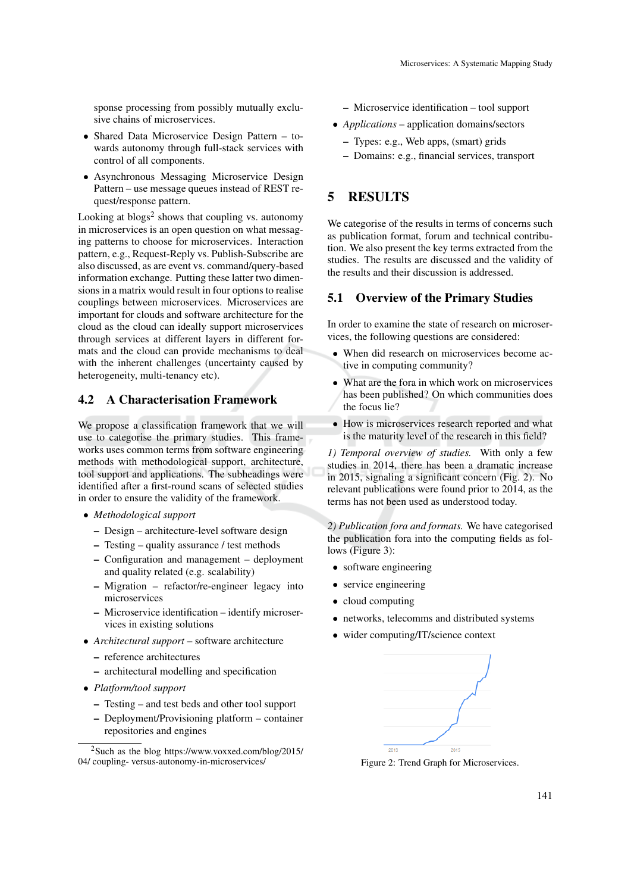sponse processing from possibly mutually exclusive chains of microservices.

- Shared Data Microservice Design Pattern – towards autonomy through full-stack services with control of all components.
- Asynchronous Messaging Microservice Design Pattern – use message queues instead of REST request/response pattern.

Looking at blogs[2] shows that coupling vs. autonomy in microservices is an open question on what messaging patterns to choose for microservices. Interaction pattern, e.g., Request-Reply vs. Publish-Subscribe are also discussed, as are event vs. command/query-based information exchange. Putting these latter two dimensions in a matrix would result in four options to realise couplings between microservices. Microservices are important for clouds and software architecture for the cloud as the cloud can ideally support microservices through services at different layers in different formats and the cloud can provide mechanisms to deal with the inherent challenges (uncertainty caused by heterogeneity, multi-tenancy etc).

## 4.2 A Characterisation Framework

We propose a classification framework that we will use to categorise the primary studies. This frameworks uses common terms from software engineering methods with methodological support, architecture, tool support and applications. The subheadings were identified after a first-round scans of selected studies in order to ensure the validity of the framework.

- *Methodological support*
  - Design – architecture-level software design
  - Testing – quality assurance / test methods
  - Configuration and management – deployment and quality related (e.g. scalability)
  - Migration – refactor/re-engineer legacy into microservices
  - Microservice identification – identify microservices in existing solutions
- *Architectural support* – software architecture
  - reference architectures
  - architectural modelling and specification
- *Platform/tool support*
  - Testing – and test beds and other tool support
  - Deployment/Provisioning platform – container repositories and engines
  - Microservice identification – tool support
- *Applications* – application domains/sectors
  - Types: e.g., Web apps, (smart) grids
  - Domains: e.g., financial services, transport

[2] Such as the blog https://www.voxxed.com/blog/2015/04/ coupling- versus-autonomy-in-microservices/

# 5 RESULTS

We categorise of the results in terms of concerns such as publication format, forum and technical contribution. We also present the key terms extracted from the studies. The results are discussed and the validity of the results and their discussion is addressed.

## 5.1 Overview of the Primary Studies

In order to examine the state of research on microservices, the following questions are considered:

- When did research on microservices become active in computing community?
- What are the fora in which work on microservices has been published? On which communities does the focus lie?
- How is microservices research reported and what is the maturity level of the research in this field?

*1) Temporal overview of studies.* With only a few studies in 2014, there has been a dramatic increase in 2015, signaling a significant concern (Fig. 2). No relevant publications were found prior to 2014, as the terms has not been used as understood today.

*2) Publication fora and formats.* We have categorised the publication fora into the computing fields as follows (Figure 3):

- software engineering
- service engineering
- cloud computing
- networks, telecomms and distributed systems
- wider computing/IT/science context

Figure 2: Trend Graph for Microservices.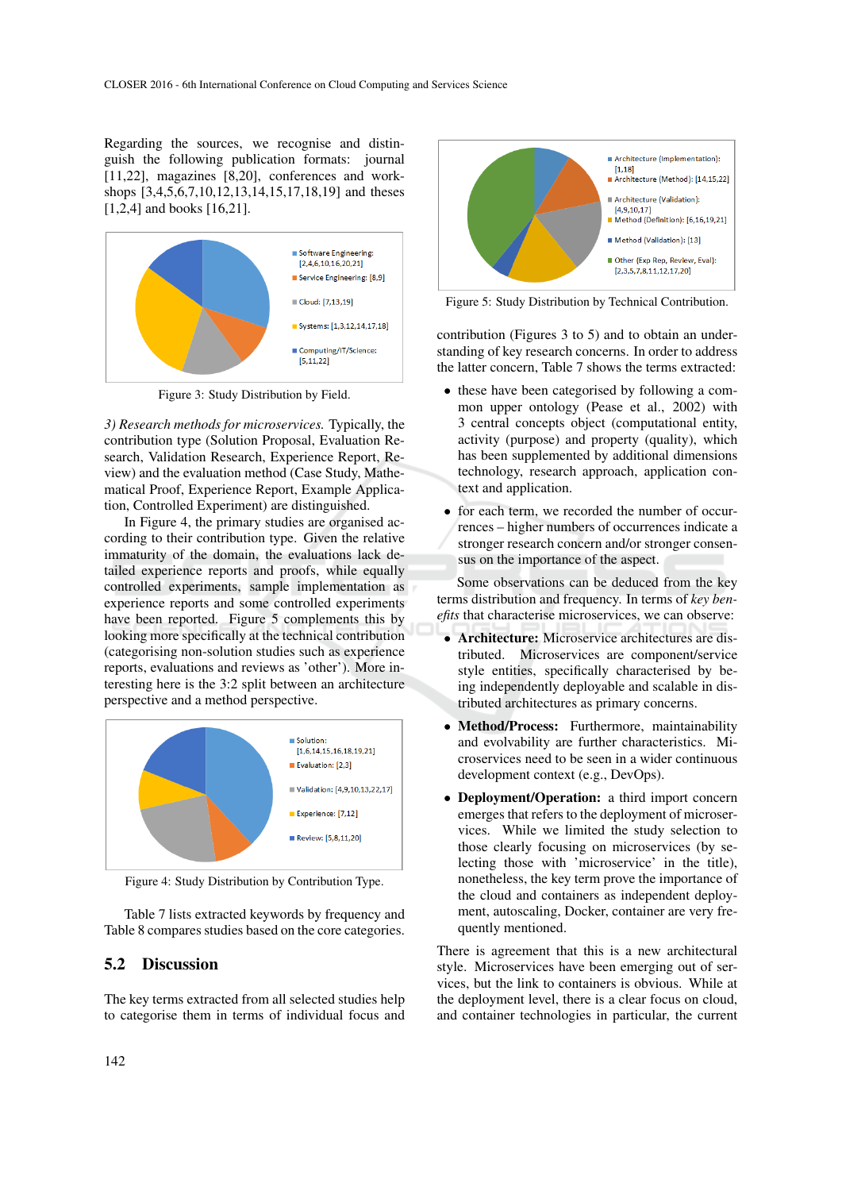Regarding the sources, we recognise and distinguish the following publication formats: journal [11,22], magazines [8,20], conferences and workshops [3,4,5,6,7,10,12,13,14,15,17,18,19] and theses [1,2,4] and books [16,21].

Software Engineering: [2,4,6,10,16,20,21]
Service Engineering: [8,9]
Cloud: [7,13,19]
Systems: [1,3,12,14,17,18]
Computing/IT/Science: [5,11,22]

Figure 3: Study Distribution by Field.

*3) Research methods for microservices.* Typically, the contribution type (Solution Proposal, Evaluation Research, Validation Research, Experience Report, Review) and the evaluation method (Case Study, Mathematical Proof, Experience Report, Example Application, Controlled Experiment) are distinguished.

In Figure 4, the primary studies are organised according to their contribution type. Given the relative immaturity of the domain, the evaluations lack detailed experience reports and proofs, while equally controlled experiments, sample implementation as experience reports and some controlled experiments have been reported. Figure 5 complements this by looking more specifically at the technical contribution (categorising non-solution studies such as experience reports, evaluations and reviews as 'other'). More interesting here is the 3:2 split between an architecture perspective and a method perspective.

Solution: [1,6,14,15,16,18,19,21]
Evaluation: [2,3]
Validation: [4,9,10,13,22,17]
Experience: [7,12]
Review: [5,8,11,20]

Figure 4: Study Distribution by Contribution Type.

Table 7 lists extracted keywords by frequency and Table 8 compares studies based on the core categories.

## 5.2 Discussion

The key terms extracted from all selected studies help to categorise them in terms of individual focus and contribution (Figures 3 to 5) and to obtain an understanding of key research concerns. In order to address the latter concern, Table 7 shows the terms extracted:

Architecture (Implementation): [1,18]
Architecture (Method): [14,15,22]
Architecture (Validation): [4,9,10,17]
Method (Definition): [6,16,19,21]
Method (Validation): [13]
Other (Exp Rep, Review, Eval): [2,3,5,7,8,11,12,17,20]

Figure 5: Study Distribution by Technical Contribution.

- these have been categorised by following a common upper ontology (Pease et al., 2002) with 3 central concepts object (computational entity, activity (purpose) and property (quality), which has been supplemented by additional dimensions technology, research approach, application context and application.
- for each term, we recorded the number of occurrences – higher numbers of occurrences indicate a stronger research concern and/or stronger consensus on the importance of the aspect.

Some observations can be deduced from the key terms distribution and frequency. In terms of *key benefits* that characterise microservices, we can observe:

- **Architecture:** Microservice architectures are distributed. Microservices are component/service style entities, specifically characterised by being independently deployable and scalable in distributed architectures as primary concerns.
- **Method/Process:** Furthermore, maintainability and evolvability are further characteristics. Microservices need to be seen in a wider continuous development context (e.g., DevOps).
- **Deployment/Operation:** a third import concern emerges that refers to the deployment of microservices. While we limited the study selection to those clearly focusing on microservices (by selecting those with 'microservice' in the title), nonetheless, the key term prove the importance of the cloud and containers as independent deployment, autoscaling, Docker, container are very frequently mentioned.

There is agreement that this is a new architectural style. Microservices have been emerging out of services, but the link to containers is obvious. While at the deployment level, there is a clear focus on cloud, and container technologies in particular, the current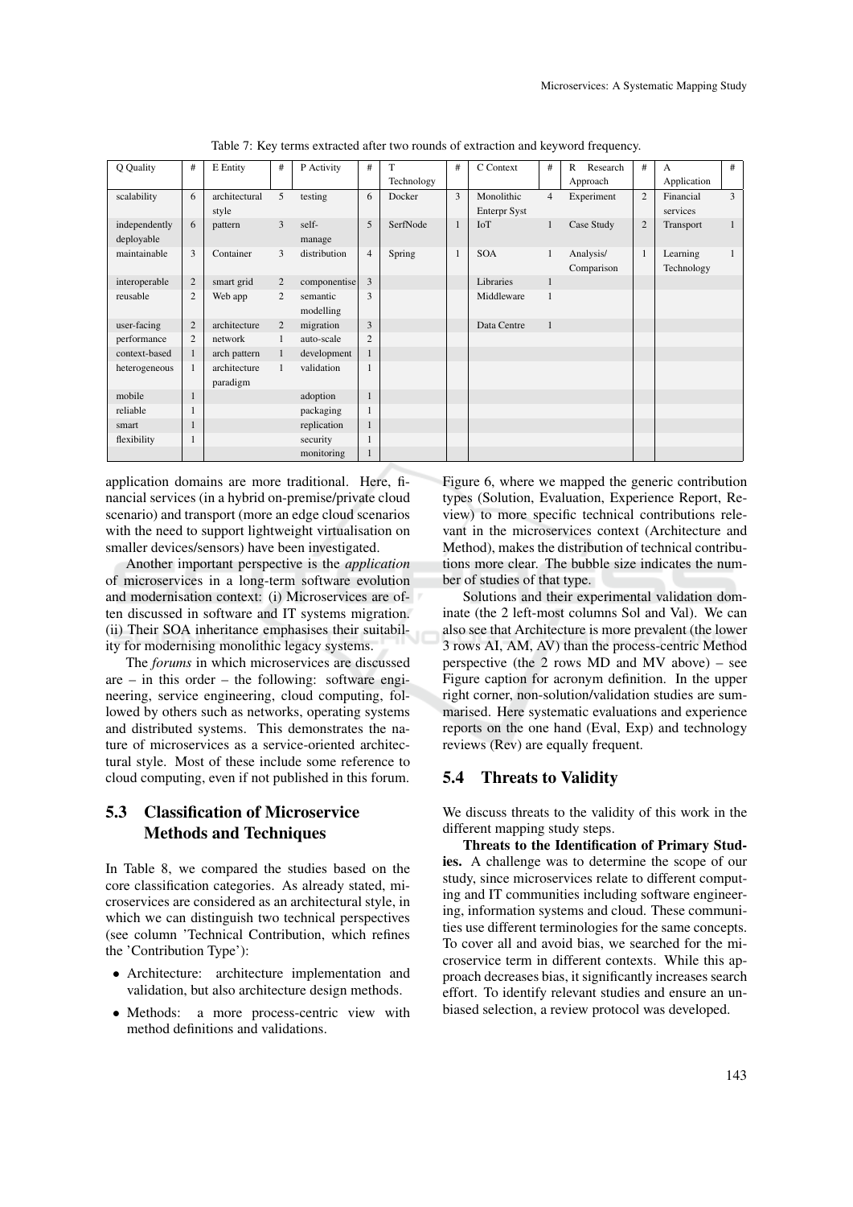Table 7: Key terms extracted after two rounds of extraction and keyword frequency.

| Q Quality | # | E Entity | # | P Activity | # | T Technology | # | C Context | # | R Research Approach | # | A Application | # |
|---|---|---|---|---|---|---|---|---|---|---|---|---|---|
| scalability | 6 | architectural style | 5 | testing | 6 | Docker | 3 | Monolithic Enterpr Syst | 4 | Experiment | 2 | Financial services | 3 |
| independently deployable | 6 | pattern | 3 | self-manage | 5 | SerfNode | 1 | IoT | 1 | Case Study | 2 | Transport | 1 |
| maintainable | 3 | Container | 3 | distribution | 4 | Spring | 1 | SOA | 1 | Analysis/ Comparison | 1 | Learning Technology | 1 |
| interoperable | 2 | smart grid | 2 | componentise | 3 | | | Libraries | 1 | | | | |
| reusable | 2 | Web app | 2 | semantic modelling | 3 | | | Middleware | 1 | | | | |
| user-facing | 2 | architecture | 2 | migration | 3 | | | Data Centre | 1 | | | | |
| performance | 2 | network | 1 | auto-scale | 2 | | | | | | | | |
| context-based | 1 | arch pattern | 1 | development | 1 | | | | | | | | |
| heterogeneous | 1 | architecture paradigm | 1 | validation | 1 | | | | | | | | |
| mobile | 1 | | | adoption | 1 | | | | | | | | |
| reliable | 1 | | | packaging | 1 | | | | | | | | |
| smart | 1 | | | replication | 1 | | | | | | | | |
| flexibility | 1 | | | security | 1 | | | | | | | | |
| | | | | monitoring | 1 | | | | | | | | |

application domains are more traditional. Here, financial services (in a hybrid on-premise/private cloud scenario) and transport (more an edge cloud scenarios with the need to support lightweight virtualisation on smaller devices/sensors) have been investigated.

Another important perspective is the *application* of microservices in a long-term software evolution and modernisation context: (i) Microservices are often discussed in software and IT systems migration. (ii) Their SOA inheritance emphasises their suitability for modernising monolithic legacy systems.

The *forums* in which microservices are discussed are – in this order – the following: software engineering, service engineering, cloud computing, followed by others such as networks, operating systems and distributed systems. This demonstrates the nature of microservices as a service-oriented architectural style. Most of these include some reference to cloud computing, even if not published in this forum.

## 5.3 Classification of Microservice Methods and Techniques

In Table 8, we compared the studies based on the core classification categories. As already stated, microservices are considered as an architectural style, in which we can distinguish two technical perspectives (see column 'Technical Contribution, which refines the 'Contribution Type'):

- Architecture: architecture implementation and validation, but also architecture design methods.
- Methods: a more process-centric view with method definitions and validations.

Figure 6, where we mapped the generic contribution types (Solution, Evaluation, Experience Report, Review) to more specific technical contributions relevant in the microservices context (Architecture and Method), makes the distribution of technical contributions more clear. The bubble size indicates the number of studies of that type.

Solutions and their experimental validation dominate (the 2 left-most columns Sol and Val). We can also see that Architecture is more prevalent (the lower 3 rows AI, AM, AV) than the process-centric Method perspective (the 2 rows MD and MV above) – see Figure caption for acronym definition. In the upper right corner, non-solution/validation studies are summarised. Here systematic evaluations and experience reports on the one hand (Eval, Exp) and technology reviews (Rev) are equally frequent.

## 5.4 Threats to Validity

We discuss threats to the validity of this work in the different mapping study steps.

**Threats to the Identification of Primary Studies.** A challenge was to determine the scope of our study, since microservices relate to different computing and IT communities including software engineering, information systems and cloud. These communities use different terminologies for the same concepts. To cover all and avoid bias, we searched for the microservice term in different contexts. While this approach decreases bias, it significantly increases search effort. To identify relevant studies and ensure an unbiased selection, a review protocol was developed.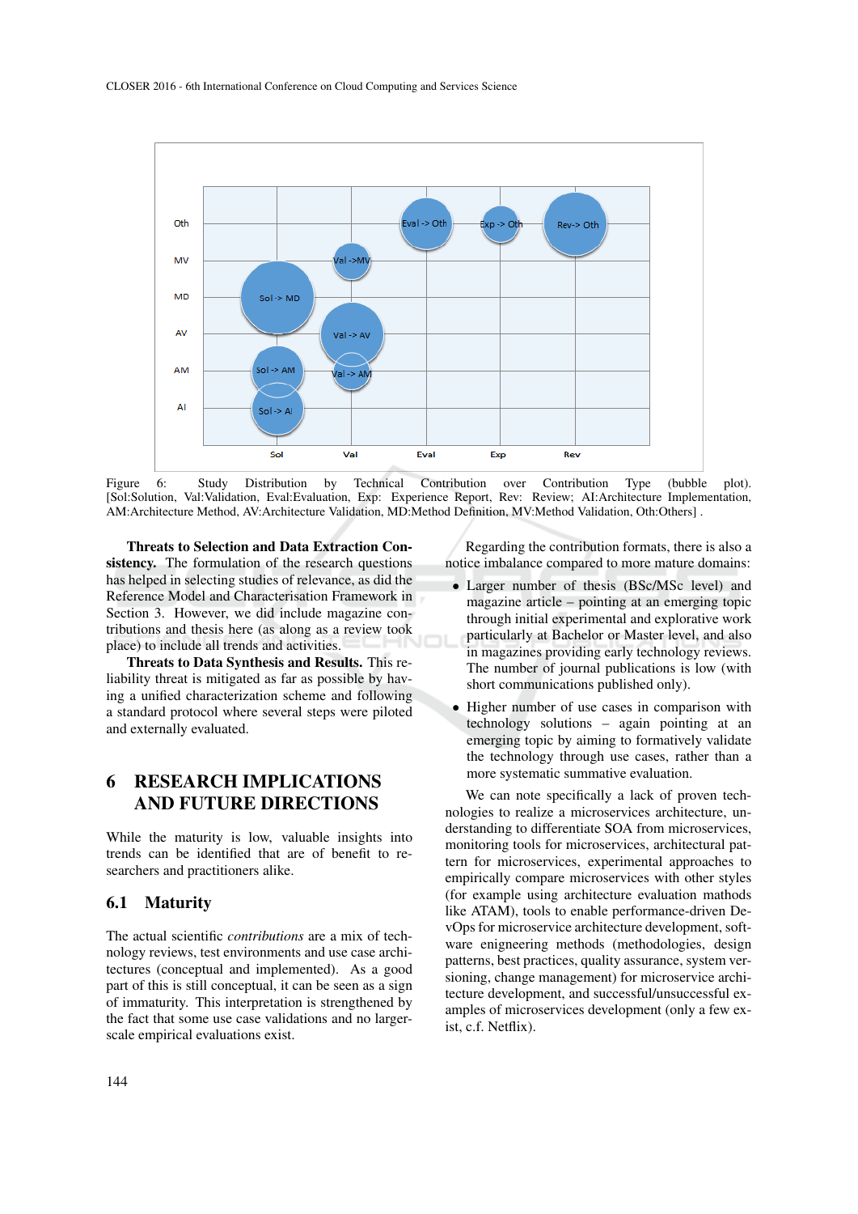Figure 6: Study Distribution by Technical Contribution over Contribution Type (bubble plot). [Sol:Solution, Val:Validation, Eval:Evaluation, Exp: Experience Report, Rev: Review; AI:Architecture Implementation, AM:Architecture Method, AV:Architecture Validation, MD:Method Definition, MV:Method Validation, Oth:Others] .

**Threats to Selection and Data Extraction Consistency.** The formulation of the research questions has helped in selecting studies of relevance, as did the Reference Model and Characterisation Framework in Section 3. However, we did include magazine contributions and thesis here (as along as a review took place) to include all trends and activities.

**Threats to Data Synthesis and Results.** This reliability threat is mitigated as far as possible by having a unified characterization scheme and following a standard protocol where several steps were piloted and externally evaluated.

# 6 RESEARCH IMPLICATIONS AND FUTURE DIRECTIONS

While the maturity is low, valuable insights into trends can be identified that are of benefit to researchers and practitioners alike.

## 6.1 Maturity

The actual scientific *contributions* are a mix of technology reviews, test environments and use case architectures (conceptual and implemented). As a good part of this is still conceptual, it can be seen as a sign of immaturity. This interpretation is strengthened by the fact that some use case validations and no larger-scale empirical evaluations exist.

Regarding the contribution formats, there is also a notice imbalance compared to more mature domains:

- Larger number of thesis (BSc/MSc level) and magazine article – pointing at an emerging topic through initial experimental and explorative work particularly at Bachelor or Master level, and also in magazines providing early technology reviews. The number of journal publications is low (with short communications published only).
- Higher number of use cases in comparison with technology solutions – again pointing at an emerging topic by aiming to formatively validate the technology through use cases, rather than a more systematic summative evaluation.

We can note specifically a lack of proven technologies to realize a microservices architecture, understanding to differentiate SOA from microservices, monitoring tools for microservices, architectural pattern for microservices, experimental approaches to empirically compare microservices with other styles (for example using architecture evaluation mathods like ATAM), tools to enable performance-driven DevOps for microservice architecture development, software enigneering methods (methodologies, design patterns, best practices, quality assurance, system versioning, change management) for microservice architecture development, and successful/unsuccessful examples of microservices development (only a few exist, c.f. Netflix).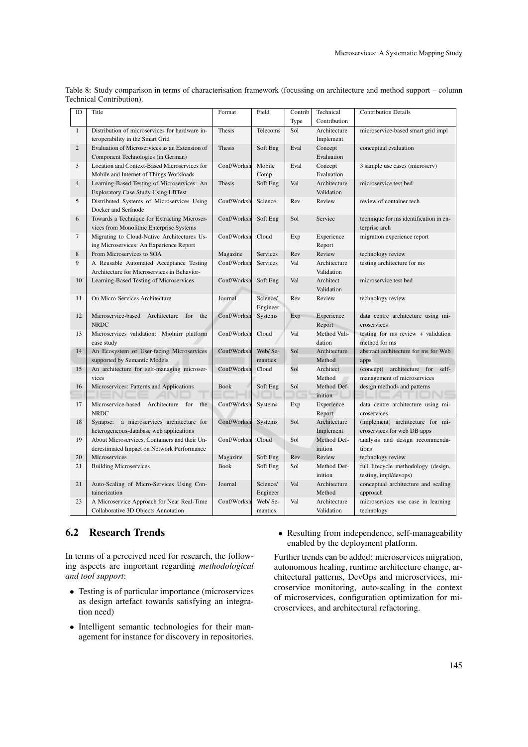Table 8: Study comparison in terms of characterisation framework (focussing on architecture and method support – column Technical Contribution).

| ID | Title | Format | Field | Contrib Type | Technical Contribution | Contribution Details |
|---|---|---|---|---|---|---|
| 1 | Distribution of microservices for hardware interoperability in the Smart Grid | Thesis | Telecoms | Sol | Architecture Implement | microservice-based smart grid impl |
| 2 | Evaluation of Microservices as an Extension of Component Technologies (in German) | Thesis | Soft Eng | Eval | Concept Evaluation | conceptual evaluation |
| 3 | Location and Context-Based Microservices for Mobile and Internet of Things Workloads | Conf/Worksh | Mobile Comp | Eval | Concept Evaluation | 3 sample use cases (microserv) |
| 4 | Learning-Based Testing of Microservices: An Exploratory Case Study Using LBTest | Thesis | Soft Eng | Val | Architecture Validation | microservice test bed |
| 5 | Distributed Systems of Microservices Using Docker and Serfnode | Conf/Worksh | Science | Rev | Review | review of container tech |
| 6 | Towards a Technique for Extracting Microservices from Monolithic Enterprise Systems | Conf/Worksh | Soft Eng | Sol | Service | technique for ms identification in enterprise arch |
| 7 | Migrating to Cloud-Native Architectures Using Microservices: An Experience Report | Conf/Worksh | Cloud | Exp | Experience Report | migration experience report |
| 8 | From Microservices to SOA | Magazine | Services | Rev | Review | technology review |
| 9 | A Reusable Automated Acceptance Testing Architecture for Microservices in Behavior- | Conf/Worksh | Services | Val | Architecture Validation | testing architecture for ms |
| 10 | Learning-Based Testing of Microservices | Conf/Worksh | Soft Eng | Val | Architect Validation | microservice test bed |
| 11 | On Micro-Services Architecture | Journal | Science/ Engineer | Rev | Review | technology review |
| 12 | Microservice-based Architecture for the NRDC | Conf/Worksh | Systems | Exp | Experience Report | data centre architecture using microservices |
| 13 | Microservices validation: Mjolnirr platform case study | Conf/Worksh | Cloud | Val | Method Validation | testing for ms review + validation method for ms |
| 14 | An Ecosystem of User-facing Microservices supported by Semantic Models | Conf/Worksh | Web/ Semantics | Sol | Architecture Method | abstract architecture for ms for Web apps |
| 15 | An architecture for self-managing microservices | Conf/Worksh | Cloud | Sol | Architect Method | (concept) architecture for self-management of microservices |
| 16 | Microservices: Patterns and Applications | Book | Soft Eng | Sol | Method Definition | design methods and patterns |
| 17 | Microservice-based Architecture for the NRDC | Conf/Worksh | Systems | Exp | Experience Report | data centre architecture using microservices |
| 18 | Synapse: a microservices architecture for heterogeneous-database web applications | Conf/Worksh | Systems | Sol | Architecture Implement | (implement) architecture for microservices for web DB apps |
| 19 | About Microservices, Containers and their Underestimated Impact on Network Performance | Conf/Worksh | Cloud | Sol | Method Definition | analysis and design recommendations |
| 20 | Microservices | Magazine | Soft Eng | Rev | Review | technology review |
| 21 | Building Microservices | Book | Soft Eng | Sol | Method Definition | full lifecycle methodology (design, testing, impl/devops) |
| 21 | Auto-Scaling of Micro-Services Using Containerization | Journal | Science/ Engineer | Val | Architecture Method | conceptual architecture and scaling approach |
| 23 | A Microservice Approach for Near Real-Time Collaborative 3D Objects Annotation | Conf/Worksh | Web/ Semantics | Val | Architecture Validation | microservices use case in learning technology |

## 6.2 Research Trends

In terms of a perceived need for research, the following aspects are important regarding *methodological and tool support*:

- Testing is of particular importance (microservices as design artefact towards satisfying an integration need)
- Intelligent semantic technologies for their management for instance for discovery in repositories.
- Resulting from independence, self-manageability enabled by the deployment platform.

Further trends can be added: microservices migration, autonomous healing, runtime architecture change, architectural patterns, DevOps and microservices, microservice monitoring, auto-scaling in the context of microservices, configuration optimization for microservices, and architectural refactoring.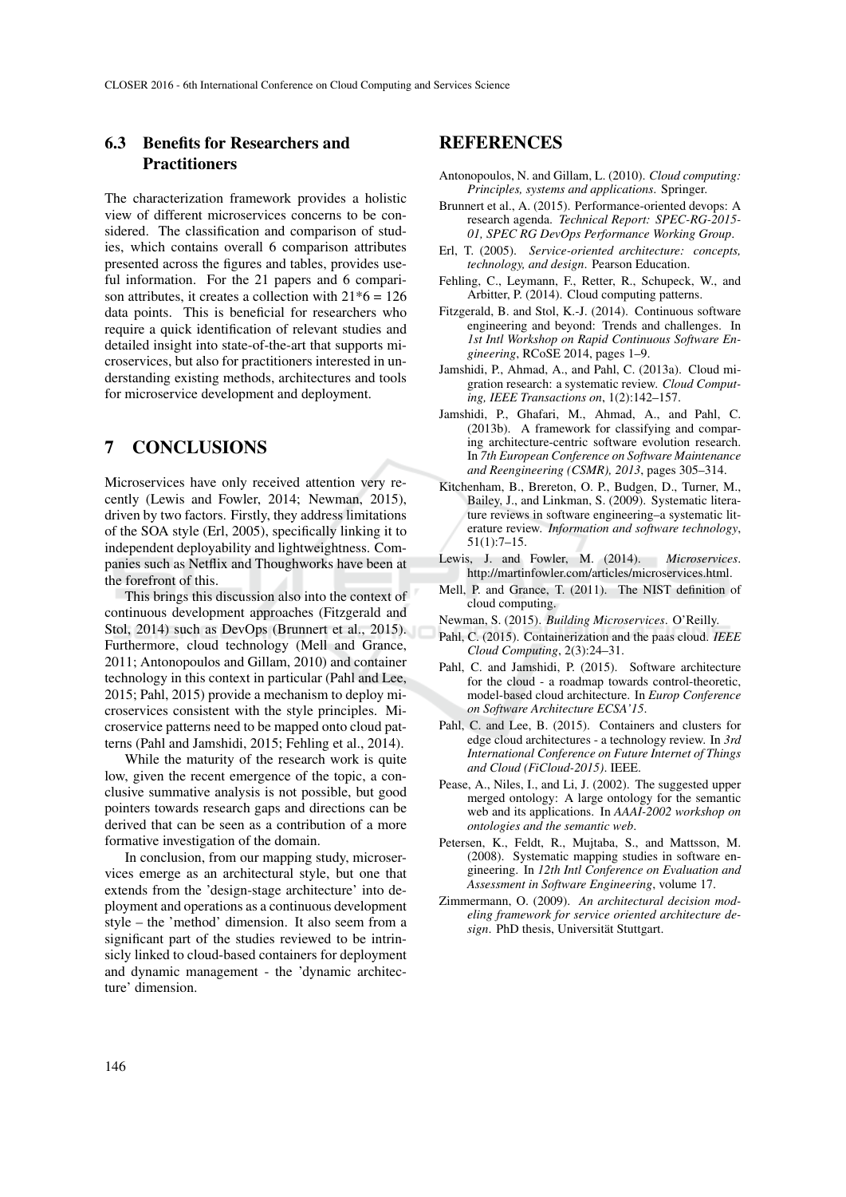### 6.3 Benefits for Researchers and Practitioners

The characterization framework provides a holistic view of different microservices concerns to be considered. The classification and comparison of studies, which contains overall 6 comparison attributes presented across the figures and tables, provides useful information. For the 21 papers and 6 comparison attributes, it creates a collection with $21*6 = 126$ data points. This is beneficial for researchers who require a quick identification of relevant studies and detailed insight into state-of-the-art that supports microservices, but also for practitioners interested in understanding existing methods, architectures and tools for microservice development and deployment.

## 7 CONCLUSIONS

Microservices have only received attention very recently (Lewis and Fowler, 2014; Newman, 2015), driven by two factors. Firstly, they address limitations of the SOA style (Erl, 2005), specifically linking it to independent deployability and lightweightness. Companies such as Netflix and Thoughworks have been at the forefront of this.

This brings this discussion also into the context of continuous development approaches (Fitzgerald and Stol, 2014) such as DevOps (Brunnert et al., 2015). Furthermore, cloud technology (Mell and Grance, 2011; Antonopoulos and Gillam, 2010) and container technology in this context in particular (Pahl and Lee, 2015; Pahl, 2015) provide a mechanism to deploy microservices consistent with the style principles. Microservice patterns need to be mapped onto cloud patterns (Pahl and Jamshidi, 2015; Fehling et al., 2014).

While the maturity of the research work is quite low, given the recent emergence of the topic, a conclusive summative analysis is not possible, but good pointers towards research gaps and directions can be derived that can be seen as a contribution of a more formative investigation of the domain.

In conclusion, from our mapping study, microservices emerge as an architectural style, but one that extends from the 'design-stage architecture' into deployment and operations as a continuous development style – the 'method' dimension. It also seem from a significant part of the studies reviewed to be intrinsicly linked to cloud-based containers for deployment and dynamic management - the 'dynamic architecture' dimension.

## REFERENCES

Antonopoulos, N. and Gillam, L. (2010). *Cloud computing: Principles, systems and applications*. Springer.

Brunnert et al., A. (2015). Performance-oriented devops: A research agenda. *Technical Report: SPEC-RG-2015-01, SPEC RG DevOps Performance Working Group*.

Erl, T. (2005). *Service-oriented architecture: concepts, technology, and design*. Pearson Education.

Fehling, C., Leymann, F., Retter, R., Schupeck, W., and Arbitter, P. (2014). Cloud computing patterns.

Fitzgerald, B. and Stol, K.-J. (2014). Continuous software engineering and beyond: Trends and challenges. In *1st Intl Workshop on Rapid Continuous Software Engineering*, RCoSE 2014, pages 1–9.

Jamshidi, P., Ahmad, A., and Pahl, C. (2013a). Cloud migration research: a systematic review. *Cloud Computing, IEEE Transactions on*, 1(2):142–157.

Jamshidi, P., Ghafari, M., Ahmad, A., and Pahl, C. (2013b). A framework for classifying and comparing architecture-centric software evolution research. In *7th European Conference on Software Maintenance and Reengineering (CSMR), 2013*, pages 305–314.

Kitchenham, B., Brereton, O. P., Budgen, D., Turner, M., Bailey, J., and Linkman, S. (2009). Systematic literature reviews in software engineering–a systematic literature review. *Information and software technology*, 51(1):7–15.

Lewis, J. and Fowler, M. (2014). *Microservices*. http://martinfowler.com/articles/microservices.html.

Mell, P. and Grance, T. (2011). The NIST definition of cloud computing.

Newman, S. (2015). *Building Microservices*. O'Reilly.

Pahl, C. (2015). Containerization and the paas cloud. *IEEE Cloud Computing*, 2(3):24–31.

Pahl, C. and Jamshidi, P. (2015). Software architecture for the cloud - a roadmap towards control-theoretic, model-based cloud architecture. In *Europ Conference on Software Architecture ECSA'15*.

Pahl, C. and Lee, B. (2015). Containers and clusters for edge cloud architectures - a technology review. In *3rd International Conference on Future Internet of Things and Cloud (FiCloud-2015)*. IEEE.

Pease, A., Niles, I., and Li, J. (2002). The suggested upper merged ontology: A large ontology for the semantic web and its applications. In *AAAI-2002 workshop on ontologies and the semantic web*.

Petersen, K., Feldt, R., Mujtaba, S., and Mattsson, M. (2008). Systematic mapping studies in software engineering. In *12th Intl Conference on Evaluation and Assessment in Software Engineering*, volume 17.

Zimmermann, O. (2009). *An architectural decision modeling framework for service oriented architecture design*. PhD thesis, Universität Stuttgart.